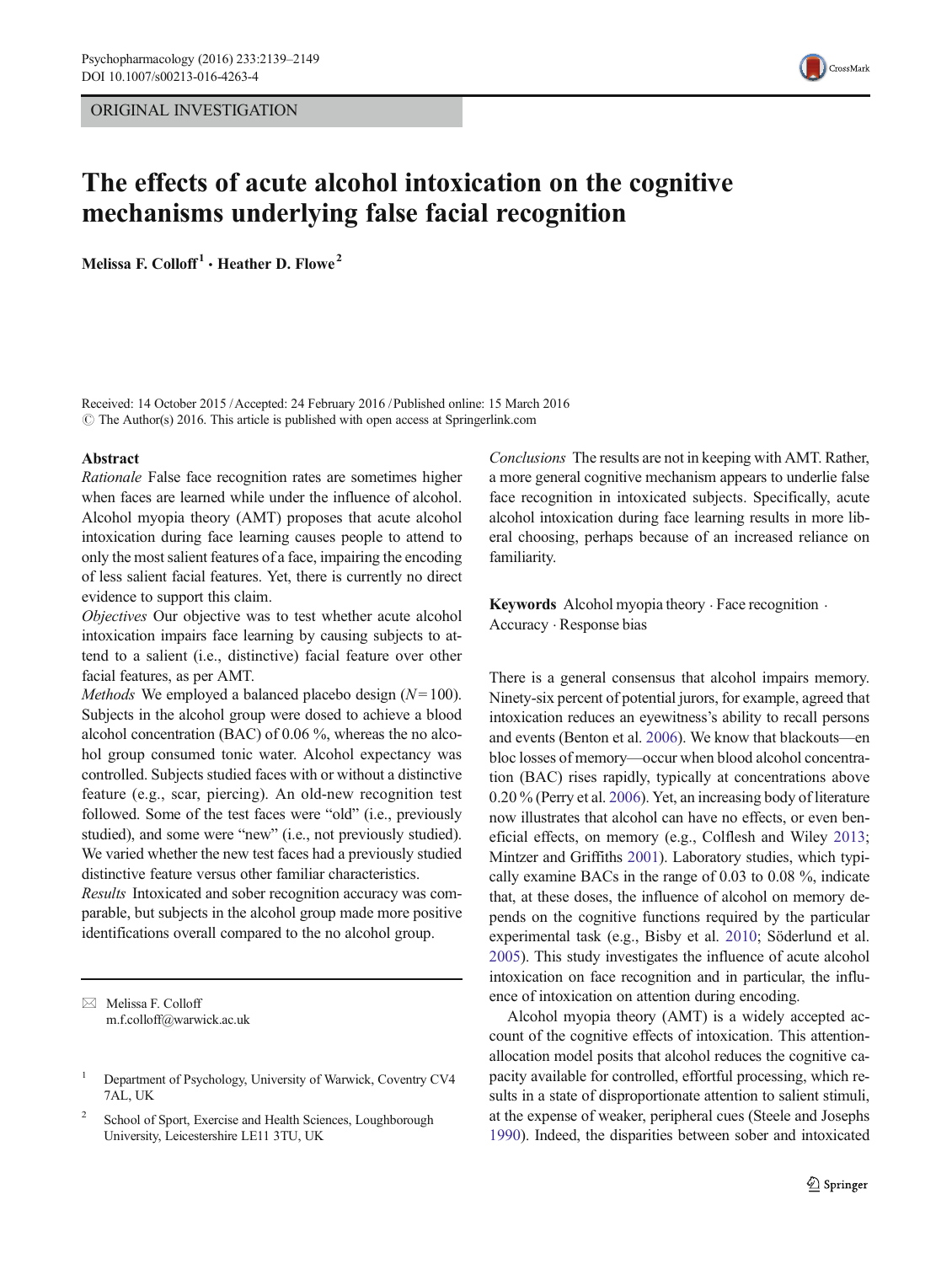ORIGINAL INVESTIGATION

# The effects of acute alcohol intoxication on the cognitive mechanisms underlying false facial recognition

**Melissa F. Colloff**[1] · **Heather D. Flowe**[2]

Received: 14 October 2015 / Accepted: 24 February 2016 / Published online: 15 March 2016
© The Author(s) 2016. This article is published with open access at Springerlink.com

## Abstract

*Rationale* False face recognition rates are sometimes higher when faces are learned while under the influence of alcohol. Alcohol myopia theory (AMT) proposes that acute alcohol intoxication during face learning causes people to attend to only the most salient features of a face, impairing the encoding of less salient facial features. Yet, there is currently no direct evidence to support this claim.

*Objectives* Our objective was to test whether acute alcohol intoxication impairs face learning by causing subjects to attend to a salient (i.e., distinctive) facial feature over other facial features, as per AMT.

*Methods* We employed a balanced placebo design ($N = 100$). Subjects in the alcohol group were dosed to achieve a blood alcohol concentration (BAC) of 0.06 %, whereas the no alcohol group consumed tonic water. Alcohol expectancy was controlled. Subjects studied faces with or without a distinctive feature (e.g., scar, piercing). An old-new recognition test followed. Some of the test faces were "old" (i.e., previously studied), and some were "new" (i.e., not previously studied). We varied whether the new test faces had a previously studied distinctive feature versus other familiar characteristics.

*Results* Intoxicated and sober recognition accuracy was comparable, but subjects in the alcohol group made more positive identifications overall compared to the no alcohol group.

*Conclusions* The results are not in keeping with AMT. Rather, a more general cognitive mechanism appears to underlie false face recognition in intoxicated subjects. Specifically, acute alcohol intoxication during face learning results in more liberal choosing, perhaps because of an increased reliance on familiarity.

**Keywords** Alcohol myopia theory · Face recognition · Accuracy · Response bias

There is a general consensus that alcohol impairs memory. Ninety-six percent of potential jurors, for example, agreed that intoxication reduces an eyewitness's ability to recall persons and events (Benton et al. 2006). We know that blackouts—en bloc losses of memory—occur when blood alcohol concentration (BAC) rises rapidly, typically at concentrations above 0.20 % (Perry et al. 2006). Yet, an increasing body of literature now illustrates that alcohol can have no effects, or even beneficial effects, on memory (e.g., Colflesh and Wiley 2013; Mintzer and Griffiths 2001). Laboratory studies, which typically examine BACs in the range of 0.03 to 0.08 %, indicate that, at these doses, the influence of alcohol on memory depends on the cognitive functions required by the particular experimental task (e.g., Bisby et al. 2010; Söderlund et al. 2005). This study investigates the influence of acute alcohol intoxication on face recognition and in particular, the influence of intoxication on attention during encoding.

Alcohol myopia theory (AMT) is a widely accepted account of the cognitive effects of intoxication. This attention-allocation model posits that alcohol reduces the cognitive capacity available for controlled, effortful processing, which results in a state of disproportionate attention to salient stimuli, at the expense of weaker, peripheral cues (Steele and Josephs 1990). Indeed, the disparities between sober and intoxicated

---

✉ Melissa F. Colloff
m.f.colloff@warwick.ac.uk

[1] Department of Psychology, University of Warwick, Coventry CV4 7AL, UK

[2] School of Sport, Exercise and Health Sciences, Loughborough University, Leicestershire LE11 3TU, UK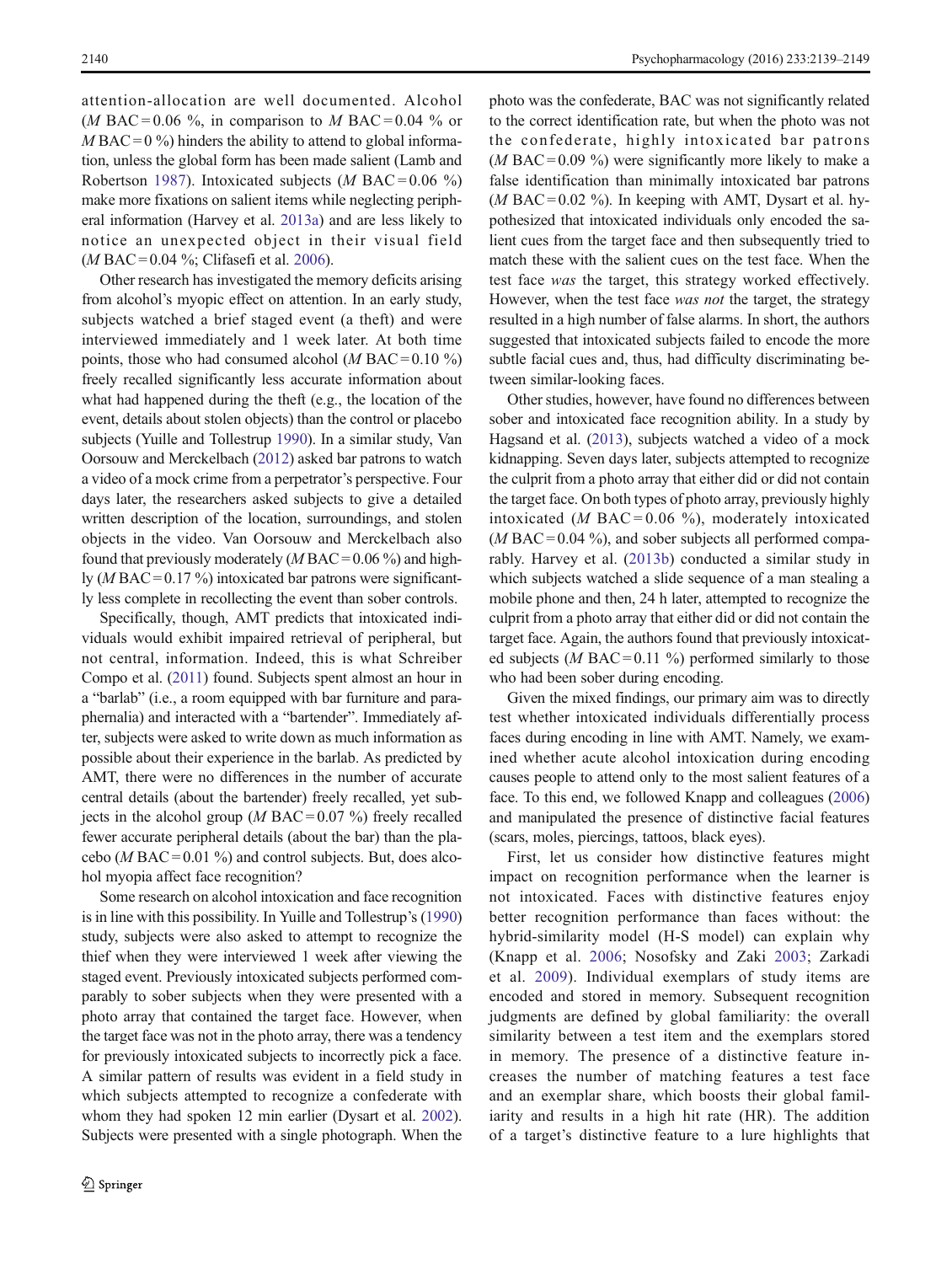attention-allocation are well documented. Alcohol (*M* BAC = 0.06 %, in comparison to *M* BAC = 0.04 % or *M* BAC = 0 %) hinders the ability to attend to global information, unless the global form has been made salient (Lamb and Robertson 1987). Intoxicated subjects (*M* BAC = 0.06 %) make more fixations on salient items while neglecting peripheral information (Harvey et al. 2013a) and are less likely to notice an unexpected object in their visual field (*M* BAC = 0.04 %; Clifasefi et al. 2006).

Other research has investigated the memory deficits arising from alcohol's myopic effect on attention. In an early study, subjects watched a brief staged event (a theft) and were interviewed immediately and 1 week later. At both time points, those who had consumed alcohol (*M* BAC = 0.10 %) freely recalled significantly less accurate information about what had happened during the theft (e.g., the location of the event, details about stolen objects) than the control or placebo subjects (Yuille and Tollestrup 1990). In a similar study, Van Oorsouw and Merckelbach (2012) asked bar patrons to watch a video of a mock crime from a perpetrator's perspective. Four days later, the researchers asked subjects to give a detailed written description of the location, surroundings, and stolen objects in the video. Van Oorsouw and Merckelbach also found that previously moderately (*M* BAC = 0.06 %) and highly (*M* BAC = 0.17 %) intoxicated bar patrons were significantly less complete in recollecting the event than sober controls.

Specifically, though, AMT predicts that intoxicated individuals would exhibit impaired retrieval of peripheral, but not central, information. Indeed, this is what Schreiber Compo et al. (2011) found. Subjects spent almost an hour in a "barlab" (i.e., a room equipped with bar furniture and paraphernalia) and interacted with a "bartender". Immediately after, subjects were asked to write down as much information as possible about their experience in the barlab. As predicted by AMT, there were no differences in the number of accurate central details (about the bartender) freely recalled, yet subjects in the alcohol group (*M* BAC = 0.07 %) freely recalled fewer accurate peripheral details (about the bar) than the placebo (*M* BAC = 0.01 %) and control subjects. But, does alcohol myopia affect face recognition?

Some research on alcohol intoxication and face recognition is in line with this possibility. In Yuille and Tollestrup's (1990) study, subjects were also asked to attempt to recognize the thief when they were interviewed 1 week after viewing the staged event. Previously intoxicated subjects performed comparably to sober subjects when they were presented with a photo array that contained the target face. However, when the target face was not in the photo array, there was a tendency for previously intoxicated subjects to incorrectly pick a face. A similar pattern of results was evident in a field study in which subjects attempted to recognize a confederate with whom they had spoken 12 min earlier (Dysart et al. 2002). Subjects were presented with a single photograph. When the photo was the confederate, BAC was not significantly related to the correct identification rate, but when the photo was not the confederate, highly intoxicated bar patrons (*M* BAC = 0.09 %) were significantly more likely to make a false identification than minimally intoxicated bar patrons (*M* BAC = 0.02 %). In keeping with AMT, Dysart et al. hypothesized that intoxicated individuals only encoded the salient cues from the target face and then subsequently tried to match these with the salient cues on the test face. When the test face *was* the target, this strategy worked effectively. However, when the test face *was not* the target, the strategy resulted in a high number of false alarms. In short, the authors suggested that intoxicated subjects failed to encode the more subtle facial cues and, thus, had difficulty discriminating between similar-looking faces.

Other studies, however, have found no differences between sober and intoxicated face recognition ability. In a study by Hagsand et al. (2013), subjects watched a video of a mock kidnapping. Seven days later, subjects attempted to recognize the culprit from a photo array that either did or did not contain the target face. On both types of photo array, previously highly intoxicated (*M* BAC = 0.06 %), moderately intoxicated (*M* BAC = 0.04 %), and sober subjects all performed comparably. Harvey et al. (2013b) conducted a similar study in which subjects watched a slide sequence of a man stealing a mobile phone and then, 24 h later, attempted to recognize the culprit from a photo array that either did or did not contain the target face. Again, the authors found that previously intoxicated subjects (*M* BAC = 0.11 %) performed similarly to those who had been sober during encoding.

Given the mixed findings, our primary aim was to directly test whether intoxicated individuals differentially process faces during encoding in line with AMT. Namely, we examined whether acute alcohol intoxication during encoding causes people to attend only to the most salient features of a face. To this end, we followed Knapp and colleagues (2006) and manipulated the presence of distinctive facial features (scars, moles, piercings, tattoos, black eyes).

First, let us consider how distinctive features might impact on recognition performance when the learner is not intoxicated. Faces with distinctive features enjoy better recognition performance than faces without: the hybrid-similarity model (H-S model) can explain why (Knapp et al. 2006; Nosofsky and Zaki 2003; Zarkadi et al. 2009). Individual exemplars of study items are encoded and stored in memory. Subsequent recognition judgments are defined by global familiarity: the overall similarity between a test item and the exemplars stored in memory. The presence of a distinctive feature increases the number of matching features a test face and an exemplar share, which boosts their global familiarity and results in a high hit rate (HR). The addition of a target's distinctive feature to a lure highlights that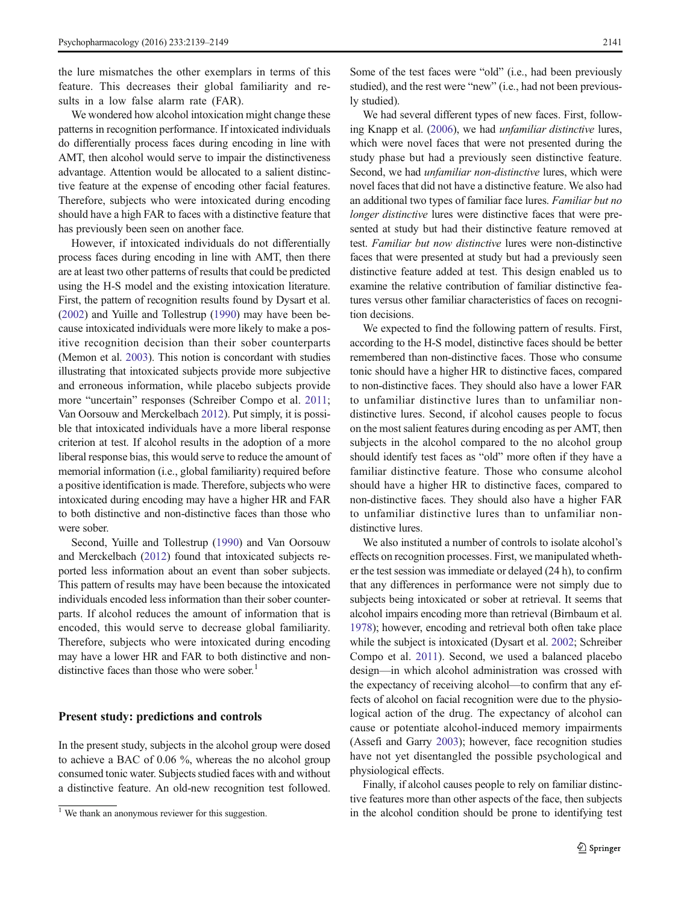the lure mismatches the other exemplars in terms of this feature. This decreases their global familiarity and results in a low false alarm rate (FAR).

We wondered how alcohol intoxication might change these patterns in recognition performance. If intoxicated individuals do differentially process faces during encoding in line with AMT, then alcohol would serve to impair the distinctiveness advantage. Attention would be allocated to a salient distinctive feature at the expense of encoding other facial features. Therefore, subjects who were intoxicated during encoding should have a high FAR to faces with a distinctive feature that has previously been seen on another face.

However, if intoxicated individuals do not differentially process faces during encoding in line with AMT, then there are at least two other patterns of results that could be predicted using the H-S model and the existing intoxication literature. First, the pattern of recognition results found by Dysart et al. (2002) and Yuille and Tollestrup (1990) may have been because intoxicated individuals were more likely to make a positive recognition decision than their sober counterparts (Memon et al. 2003). This notion is concordant with studies illustrating that intoxicated subjects provide more subjective and erroneous information, while placebo subjects provide more "uncertain" responses (Schreiber Compo et al. 2011; Van Oorsouw and Merckelbach 2012). Put simply, it is possible that intoxicated individuals have a more liberal response criterion at test. If alcohol results in the adoption of a more liberal response bias, this would serve to reduce the amount of memorial information (i.e., global familiarity) required before a positive identification is made. Therefore, subjects who were intoxicated during encoding may have a higher HR and FAR to both distinctive and non-distinctive faces than those who were sober.

Second, Yuille and Tollestrup (1990) and Van Oorsouw and Merckelbach (2012) found that intoxicated subjects reported less information about an event than sober subjects. This pattern of results may have been because the intoxicated individuals encoded less information than their sober counterparts. If alcohol reduces the amount of information that is encoded, this would serve to decrease global familiarity. Therefore, subjects who were intoxicated during encoding may have a lower HR and FAR to both distinctive and non-distinctive faces than those who were sober.[1]

## Present study: predictions and controls

In the present study, subjects in the alcohol group were dosed to achieve a BAC of 0.06 %, whereas the no alcohol group consumed tonic water. Subjects studied faces with and without a distinctive feature. An old-new recognition test followed. Some of the test faces were "old" (i.e., had been previously studied), and the rest were "new" (i.e., had not been previously studied).

We had several different types of new faces. First, following Knapp et al. (2006), we had *unfamiliar distinctive* lures, which were novel faces that were not presented during the study phase but had a previously seen distinctive feature. Second, we had *unfamiliar non-distinctive* lures, which were novel faces that did not have a distinctive feature. We also had an additional two types of familiar face lures. *Familiar but no longer distinctive* lures were distinctive faces that were presented at study but had their distinctive feature removed at test. *Familiar but now distinctive* lures were non-distinctive faces that were presented at study but had a previously seen distinctive feature added at test. This design enabled us to examine the relative contribution of familiar distinctive features versus other familiar characteristics of faces on recognition decisions.

We expected to find the following pattern of results. First, according to the H-S model, distinctive faces should be better remembered than non-distinctive faces. Those who consume tonic should have a higher HR to distinctive faces, compared to non-distinctive faces. They should also have a lower FAR to unfamiliar distinctive lures than to unfamiliar non-distinctive lures. Second, if alcohol causes people to focus on the most salient features during encoding as per AMT, then subjects in the alcohol compared to the no alcohol group should identify test faces as "old" more often if they have a familiar distinctive feature. Those who consume alcohol should have a higher HR to distinctive faces, compared to non-distinctive faces. They should also have a higher FAR to unfamiliar distinctive lures than to unfamiliar non-distinctive lures.

We also instituted a number of controls to isolate alcohol's effects on recognition processes. First, we manipulated whether the test session was immediate or delayed (24 h), to confirm that any differences in performance were not simply due to subjects being intoxicated or sober at retrieval. It seems that alcohol impairs encoding more than retrieval (Birnbaum et al. 1978); however, encoding and retrieval both often take place while the subject is intoxicated (Dysart et al. 2002; Schreiber Compo et al. 2011). Second, we used a balanced placebo design—in which alcohol administration was crossed with the expectancy of receiving alcohol—to confirm that any effects of alcohol on facial recognition were due to the physiological action of the drug. The expectancy of alcohol can cause or potentiate alcohol-induced memory impairments (Assefi and Garry 2003); however, face recognition studies have not yet disentangled the possible psychological and physiological effects.

Finally, if alcohol causes people to rely on familiar distinctive features more than other aspects of the face, then subjects in the alcohol condition should be prone to identifying test

[1] We thank an anonymous reviewer for this suggestion.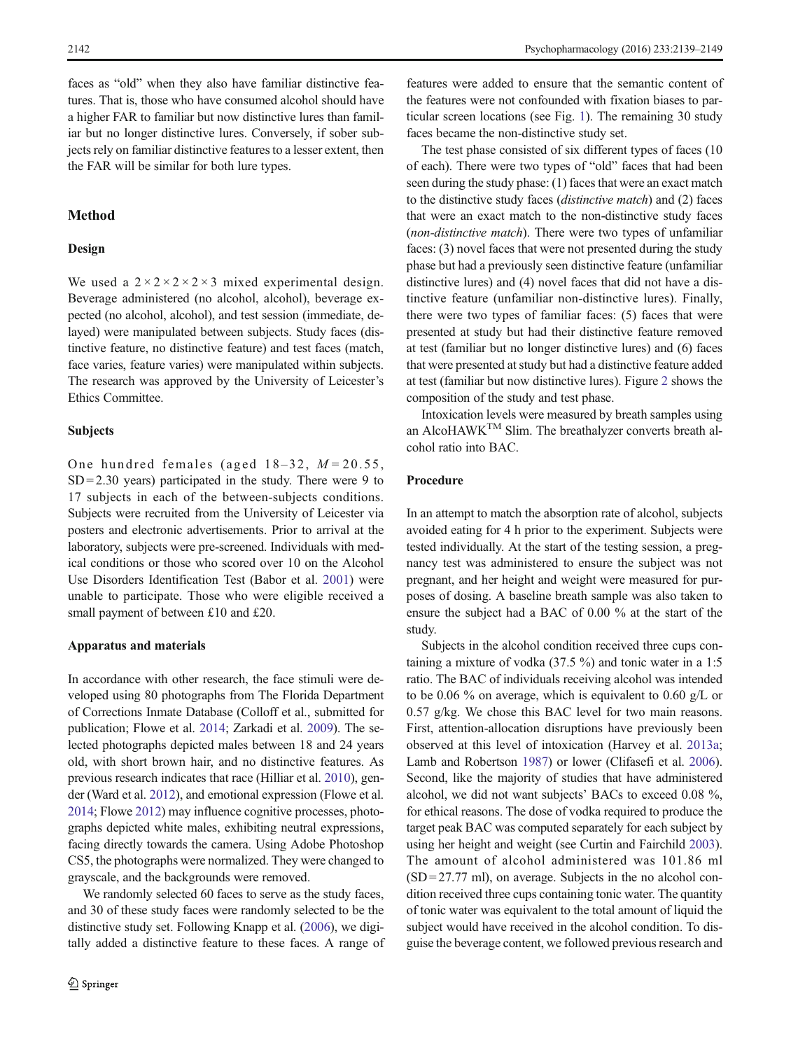faces as "old" when they also have familiar distinctive features. That is, those who have consumed alcohol should have a higher FAR to familiar but now distinctive lures than familiar but no longer distinctive lures. Conversely, if sober subjects rely on familiar distinctive features to a lesser extent, then the FAR will be similar for both lure types.

## Method

### Design

We used a $2 \times 2 \times 2 \times 2 \times 3$ mixed experimental design. Beverage administered (no alcohol, alcohol), beverage expected (no alcohol, alcohol), and test session (immediate, delayed) were manipulated between subjects. Study faces (distinctive feature, no distinctive feature) and test faces (match, face varies, feature varies) were manipulated within subjects. The research was approved by the University of Leicester's Ethics Committee.

### Subjects

One hundred females (aged 18–32, $M = 20.55$, $SD = 2.30$ years) participated in the study. There were 9 to 17 subjects in each of the between-subjects conditions. Subjects were recruited from the University of Leicester via posters and electronic advertisements. Prior to arrival at the laboratory, subjects were pre-screened. Individuals with medical conditions or those who scored over 10 on the Alcohol Use Disorders Identification Test (Babor et al. 2001) were unable to participate. Those who were eligible received a small payment of between £10 and £20.

### Apparatus and materials

In accordance with other research, the face stimuli were developed using 80 photographs from The Florida Department of Corrections Inmate Database (Colloff et al., submitted for publication; Flowe et al. 2014; Zarkadi et al. 2009). The selected photographs depicted males between 18 and 24 years old, with short brown hair, and no distinctive features. As previous research indicates that race (Hilliar et al. 2010), gender (Ward et al. 2012), and emotional expression (Flowe et al. 2014; Flowe 2012) may influence cognitive processes, photographs depicted white males, exhibiting neutral expressions, facing directly towards the camera. Using Adobe Photoshop CS5, the photographs were normalized. They were changed to grayscale, and the backgrounds were removed.

We randomly selected 60 faces to serve as the study faces, and 30 of these study faces were randomly selected to be the distinctive study set. Following Knapp et al. (2006), we digitally added a distinctive feature to these faces. A range of features were added to ensure that the semantic content of the features were not confounded with fixation biases to particular screen locations (see Fig. 1). The remaining 30 study faces became the non-distinctive study set.

The test phase consisted of six different types of faces (10 of each). There were two types of "old" faces that had been seen during the study phase: (1) faces that were an exact match to the distinctive study faces (*distinctive match*) and (2) faces that were an exact match to the non-distinctive study faces (*non-distinctive match*). There were two types of unfamiliar faces: (3) novel faces that were not presented during the study phase but had a previously seen distinctive feature (unfamiliar distinctive lures) and (4) novel faces that did not have a distinctive feature (unfamiliar non-distinctive lures). Finally, there were two types of familiar faces: (5) faces that were presented at study but had their distinctive feature removed at test (familiar but no longer distinctive lures) and (6) faces that were presented at study but had a distinctive feature added at test (familiar but now distinctive lures). Figure 2 shows the composition of the study and test phase.

Intoxication levels were measured by breath samples using an AlcoHAWK™ Slim. The breathalyzer converts breath alcohol ratio into BAC.

### Procedure

In an attempt to match the absorption rate of alcohol, subjects avoided eating for 4 h prior to the experiment. Subjects were tested individually. At the start of the testing session, a pregnancy test was administered to ensure the subject was not pregnant, and her height and weight were measured for purposes of dosing. A baseline breath sample was also taken to ensure the subject had a BAC of 0.00 % at the start of the study.

Subjects in the alcohol condition received three cups containing a mixture of vodka (37.5 %) and tonic water in a 1:5 ratio. The BAC of individuals receiving alcohol was intended to be 0.06 % on average, which is equivalent to 0.60 g/L or 0.57 g/kg. We chose this BAC level for two main reasons. First, attention-allocation disruptions have previously been observed at this level of intoxication (Harvey et al. 2013a; Lamb and Robertson 1987) or lower (Clifasefi et al. 2006). Second, like the majority of studies that have administered alcohol, we did not want subjects' BACs to exceed 0.08 %, for ethical reasons. The dose of vodka required to produce the target peak BAC was computed separately for each subject by using her height and weight (see Curtin and Fairchild 2003). The amount of alcohol administered was 101.86 ml ($SD = 27.77$ ml), on average. Subjects in the no alcohol condition received three cups containing tonic water. The quantity of tonic water was equivalent to the total amount of liquid the subject would have received in the alcohol condition. To disguise the beverage content, we followed previous research and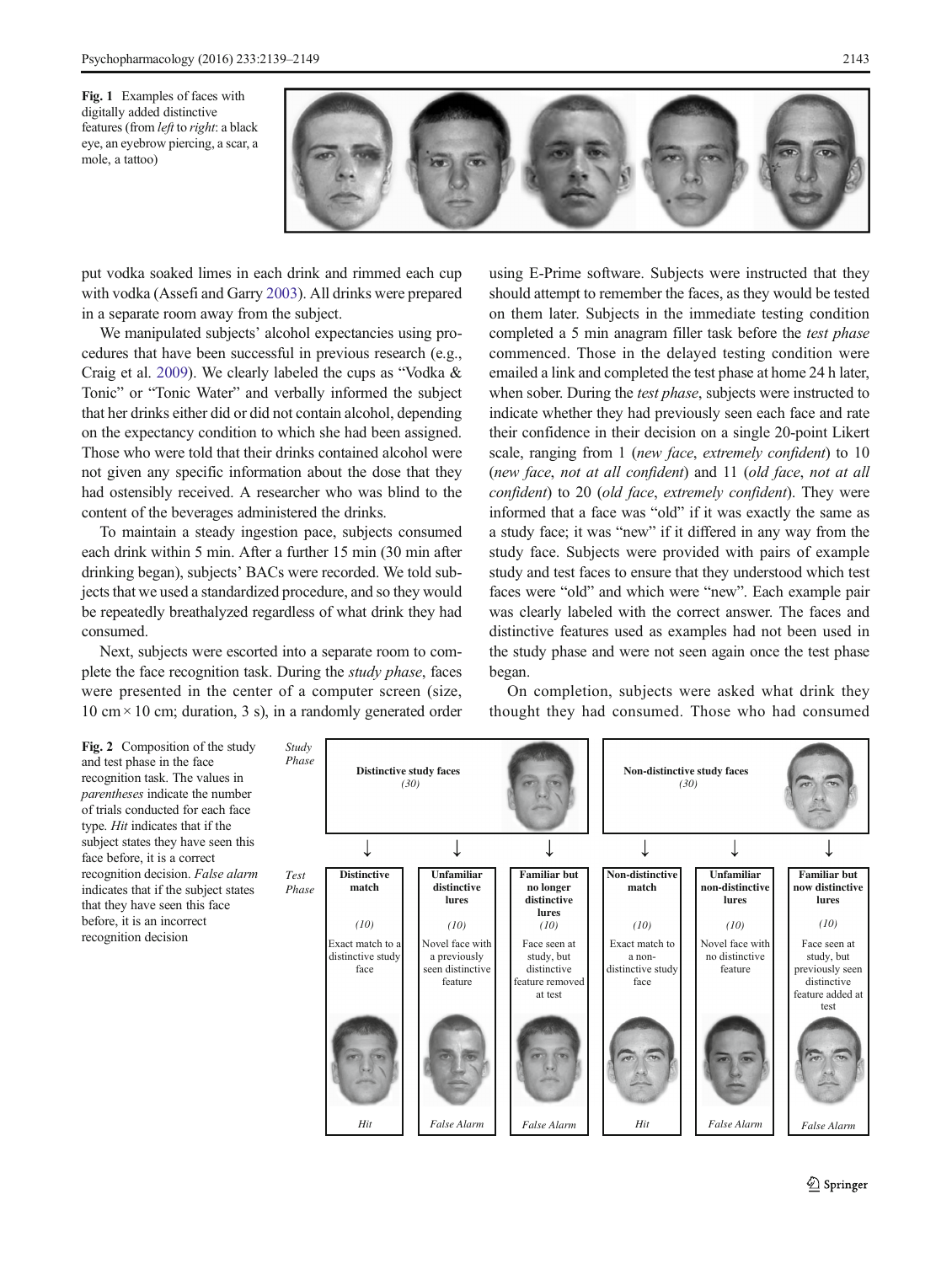Fig. 1 Examples of faces with digitally added distinctive features (from *left* to *right*: a black eye, an eyebrow piercing, a scar, a mole, a tattoo)

put vodka soaked limes in each drink and rimmed each cup with vodka (Assefi and Garry 2003). All drinks were prepared in a separate room away from the subject.

We manipulated subjects' alcohol expectancies using procedures that have been successful in previous research (e.g., Craig et al. 2009). We clearly labeled the cups as "Vodka & Tonic" or "Tonic Water" and verbally informed the subject that her drinks either did or did not contain alcohol, depending on the expectancy condition to which she had been assigned. Those who were told that their drinks contained alcohol were not given any specific information about the dose that they had ostensibly received. A researcher who was blind to the content of the beverages administered the drinks.

To maintain a steady ingestion pace, subjects consumed each drink within 5 min. After a further 15 min (30 min after drinking began), subjects' BACs were recorded. We told subjects that we used a standardized procedure, and so they would be repeatedly breathalyzed regardless of what drink they had consumed.

Next, subjects were escorted into a separate room to complete the face recognition task. During the *study phase*, faces were presented in the center of a computer screen (size, 10 cm × 10 cm; duration, 3 s), in a randomly generated order using E-Prime software. Subjects were instructed that they should attempt to remember the faces, as they would be tested on them later. Subjects in the immediate testing condition completed a 5 min anagram filler task before the *test phase* commenced. Those in the delayed testing condition were emailed a link and completed the test phase at home 24 h later, when sober. During the *test phase*, subjects were instructed to indicate whether they had previously seen each face and rate their confidence in their decision on a single 20-point Likert scale, ranging from 1 (*new face*, *extremely confident*) to 10 (*new face*, *not at all confident*) and 11 (*old face*, *not at all confident*) to 20 (*old face*, *extremely confident*). They were informed that a face was "old" if it was exactly the same as a study face; it was "new" if it differed in any way from the study face. Subjects were provided with pairs of example study and test faces to ensure that they understood which test faces were "old" and which were "new". Each example pair was clearly labeled with the correct answer. The faces and distinctive features used as examples had not been used in the study phase and were not seen again once the test phase began.

On completion, subjects were asked what drink they thought they had consumed. Those who had consumed

| Phase | Distinctive study faces (30) | | | Non-distinctive study faces (30) | | |
|---|---|---|---|---|---|---|
| *Test Phase* | Distinctive match (10) | Unfamiliar distinctive lures (10) | Familiar but no longer distinctive lures (10) | Non-distinctive match (10) | Unfamiliar non-distinctive lures (10) | Familiar but now distinctive lures (10) |
| | Exact match to a distinctive study face | Novel face with a previously seen distinctive feature | Face seen at study, but distinctive feature removed at test | Exact match to a non-distinctive study face | Novel face with no distinctive feature | Face seen at study, but previously seen distinctive feature added at test |
| | *Hit* | *False Alarm* | *False Alarm* | *Hit* | *False Alarm* | *False Alarm* |

Fig. 2 Composition of the study and test phase in the face recognition task. The values in *parentheses* indicate the number of trials conducted for each face type. *Hit* indicates that if the subject states they have seen this face before, it is a correct recognition decision. *False alarm* indicates that if the subject states that they have seen this face before, it is an incorrect recognition decision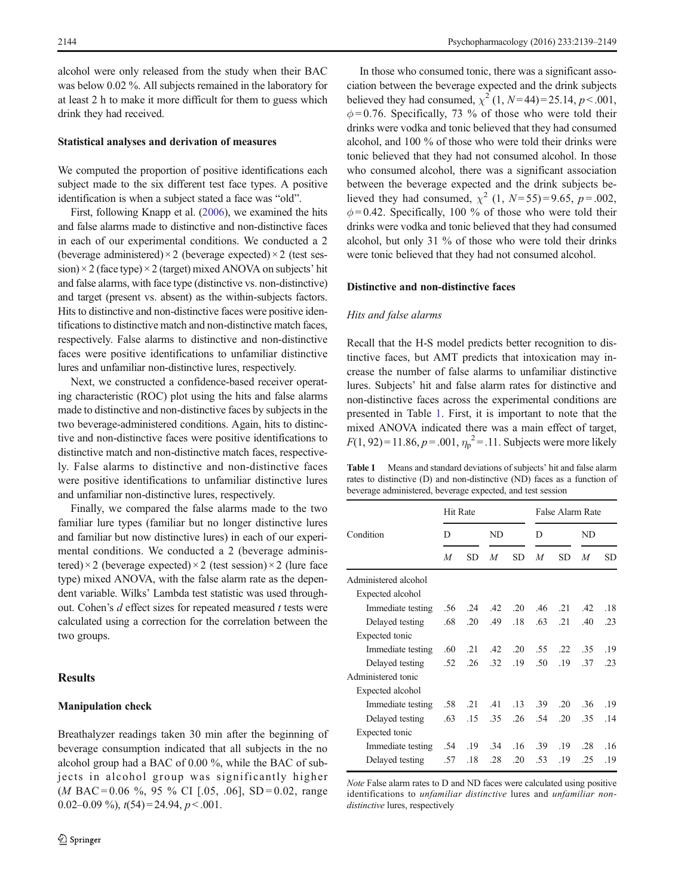alcohol were only released from the study when their BAC was below 0.02 %. All subjects remained in the laboratory for at least 2 h to make it more difficult for them to guess which drink they had received.

### Statistical analyses and derivation of measures

We computed the proportion of positive identifications each subject made to the six different test face types. A positive identification is when a subject stated a face was "old".

First, following Knapp et al. (2006), we examined the hits and false alarms made to distinctive and non-distinctive faces in each of our experimental conditions. We conducted a 2 (beverage administered) × 2 (beverage expected) × 2 (test session) × 2 (face type) × 2 (target) mixed ANOVA on subjects' hit and false alarms, with face type (distinctive vs. non-distinctive) and target (present vs. absent) as the within-subjects factors. Hits to distinctive and non-distinctive faces were positive identifications to distinctive match and non-distinctive match faces, respectively. False alarms to distinctive and non-distinctive faces were positive identifications to unfamiliar distinctive lures and unfamiliar non-distinctive lures, respectively.

Next, we constructed a confidence-based receiver operating characteristic (ROC) plot using the hits and false alarms made to distinctive and non-distinctive faces by subjects in the two beverage-administered conditions. Again, hits to distinctive and non-distinctive faces were positive identifications to distinctive match and non-distinctive match faces, respectively. False alarms to distinctive and non-distinctive faces were positive identifications to unfamiliar distinctive lures and unfamiliar non-distinctive lures, respectively.

Finally, we compared the false alarms made to the two familiar lure types (familiar but no longer distinctive lures and familiar but now distinctive lures) in each of our experimental conditions. We conducted a 2 (beverage administered) × 2 (beverage expected) × 2 (test session) × 2 (lure face type) mixed ANOVA, with the false alarm rate as the dependent variable. Wilks' Lambda test statistic was used throughout. Cohen's *d* effect sizes for repeated measured *t* tests were calculated using a correction for the correlation between the two groups.

## Results

### Manipulation check

Breathalyzer readings taken 30 min after the beginning of beverage consumption indicated that all subjects in the no alcohol group had a BAC of 0.00 %, while the BAC of subjects in alcohol group was significantly higher (*M* BAC = 0.06 %, 95 % CI [.05, .06], SD = 0.02, range 0.02–0.09 %), $t(54) = 24.94$, $p < .001$.

In those who consumed tonic, there was a significant association between the beverage expected and the drink subjects believed they had consumed, $\chi^2$ (1, $N = 44$) = 25.14, $p < .001$, $\phi = 0.76$. Specifically, 73 % of those who were told their drinks were vodka and tonic believed that they had consumed alcohol, and 100 % of those who were told their drinks were tonic believed that they had not consumed alcohol. In those who consumed alcohol, there was a significant association between the beverage expected and the drink subjects believed they had consumed, $\chi^2$ (1, $N = 55$) = 9.65, $p = .002$, $\phi = 0.42$. Specifically, 100 % of those who were told their drinks were vodka and tonic believed that they had consumed alcohol, but only 31 % of those who were told their drinks were tonic believed that they had not consumed alcohol.

### Distinctive and non-distinctive faces

#### *Hits and false alarms*

Recall that the H-S model predicts better recognition to distinctive faces, but AMT predicts that intoxication may increase the number of false alarms to unfamiliar distinctive lures. Subjects' hit and false alarm rates for distinctive and non-distinctive faces across the experimental conditions are presented in Table 1. First, it is important to note that the mixed ANOVA indicated there was a main effect of target, $F(1, 92) = 11.86$, $p = .001$, $\eta_p^2 = .11$. Subjects were more likely

**Table 1** Means and standard deviations of subjects' hit and false alarm rates to distinctive (D) and non-distinctive (ND) faces as a function of beverage administered, beverage expected, and test session

| Condition | Hit Rate | | | | False Alarm Rate | | | |
|---|---|---|---|---|---|---|---|---|
| | D | | ND | | D | | ND | |
| | *M* | SD | *M* | SD | *M* | SD | *M* | SD |
| Administered alcohol | | | | | | | | |
| Expected alcohol | | | | | | | | |
| Immediate testing | .56 | .24 | .42 | .20 | .46 | .21 | .42 | .18 |
| Delayed testing | .68 | .20 | .49 | .18 | .63 | .21 | .40 | .23 |
| Expected tonic | | | | | | | | |
| Immediate testing | .60 | .21 | .42 | .20 | .55 | .22 | .35 | .19 |
| Delayed testing | .52 | .26 | .32 | .19 | .50 | .19 | .37 | .23 |
| Administered tonic | | | | | | | | |
| Expected alcohol | | | | | | | | |
| Immediate testing | .58 | .21 | .41 | .13 | .39 | .20 | .36 | .19 |
| Delayed testing | .63 | .15 | .35 | .26 | .54 | .20 | .35 | .14 |
| Expected tonic | | | | | | | | |
| Immediate testing | .54 | .19 | .34 | .16 | .39 | .19 | .28 | .16 |
| Delayed testing | .57 | .18 | .28 | .20 | .53 | .19 | .25 | .19 |

*Note* False alarm rates to D and ND faces were calculated using positive identifications to *unfamiliar distinctive* lures and *unfamiliar non-distinctive* lures, respectively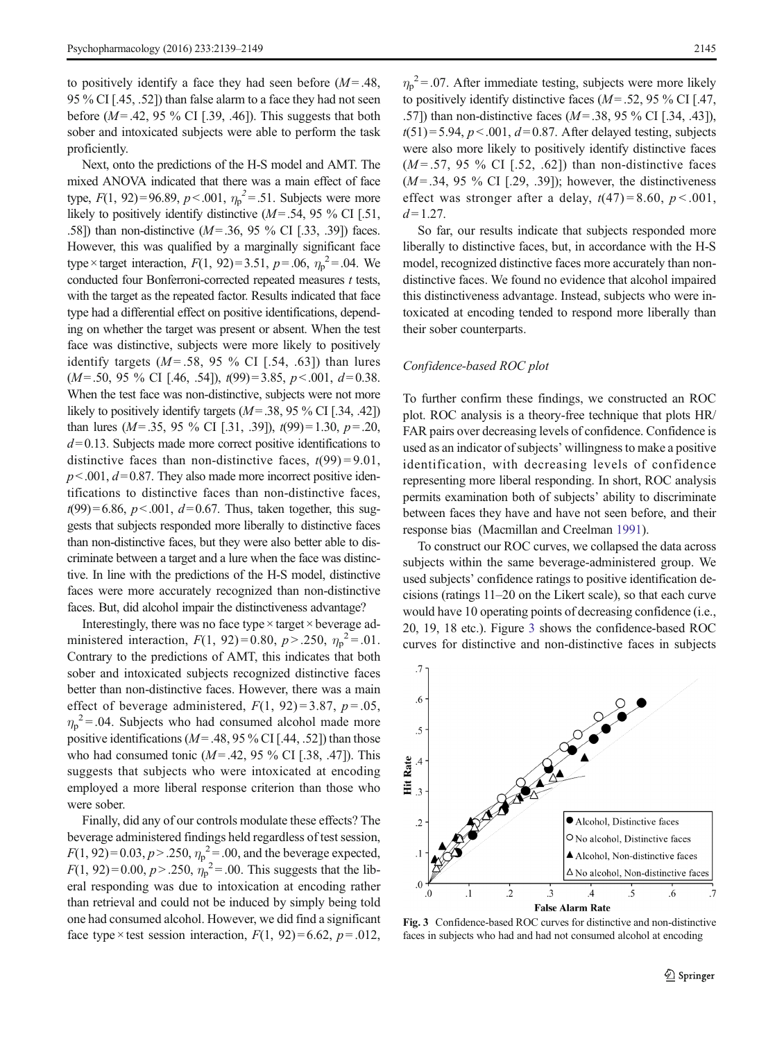to positively identify a face they had seen before ($M = .48$, 95 % CI [.45, .52]) than false alarm to a face they had not seen before ($M = .42$, 95 % CI [.39, .46]). This suggests that both sober and intoxicated subjects were able to perform the task proficiently.

Next, onto the predictions of the H-S model and AMT. The mixed ANOVA indicated that there was a main effect of face type, $F(1, 92) = 96.89$, $p < .001$, $\eta_p^2 = .51$. Subjects were more likely to positively identify distinctive ($M = .54$, 95 % CI [.51, .58]) than non-distinctive ($M = .36$, 95 % CI [.33, .39]) faces. However, this was qualified by a marginally significant face type × target interaction, $F(1, 92) = 3.51$, $p = .06$, $\eta_p^2 = .04$. We conducted four Bonferroni-corrected repeated measures $t$ tests, with the target as the repeated factor. Results indicated that face type had a differential effect on positive identifications, depending on whether the target was present or absent. When the test face was distinctive, subjects were more likely to positively identify targets ($M = .58$, 95 % CI [.54, .63]) than lures ($M = .50$, 95 % CI [.46, .54]), $t(99) = 3.85$, $p < .001$, $d = 0.38$. When the test face was non-distinctive, subjects were not more likely to positively identify targets ($M = .38$, 95 % CI [.34, .42]) than lures ($M = .35$, 95 % CI [.31, .39]), $t(99) = 1.30$, $p = .20$, $d = 0.13$. Subjects made more correct positive identifications to distinctive faces than non-distinctive faces, $t(99) = 9.01$, $p < .001$, $d = 0.87$. They also made more incorrect positive identifications to distinctive faces than non-distinctive faces, $t(99) = 6.86$, $p < .001$, $d = 0.67$. Thus, taken together, this suggests that subjects responded more liberally to distinctive faces than non-distinctive faces, but they were also better able to discriminate between a target and a lure when the face was distinctive. In line with the predictions of the H-S model, distinctive faces were more accurately recognized than non-distinctive faces. But, did alcohol impair the distinctiveness advantage?

Interestingly, there was no face type × target × beverage administered interaction, $F(1, 92) = 0.80$, $p > .250$, $\eta_p^2 = .01$. Contrary to the predictions of AMT, this indicates that both sober and intoxicated subjects recognized distinctive faces better than non-distinctive faces. However, there was a main effect of beverage administered, $F(1, 92) = 3.87$, $p = .05$, $\eta_p^2 = .04$. Subjects who had consumed alcohol made more positive identifications ($M = .48$, 95 % CI [.44, .52]) than those who had consumed tonic ($M = .42$, 95 % CI [.38, .47]). This suggests that subjects who were intoxicated at encoding employed a more liberal response criterion than those who were sober.

Finally, did any of our controls modulate these effects? The beverage administered findings held regardless of test session, $F(1, 92) = 0.03$, $p > .250$, $\eta_p^2 = .00$, and the beverage expected, $F(1, 92) = 0.00$, $p > .250$, $\eta_p^2 = .00$. This suggests that the liberal responding was due to intoxication at encoding rather than retrieval and could not be induced by simply being told one had consumed alcohol. However, we did find a significant face type × test session interaction, $F(1, 92) = 6.62$, $p = .012$, $\eta_p^2 = .07$. After immediate testing, subjects were more likely to positively identify distinctive faces ($M = .52$, 95 % CI [.47, .57]) than non-distinctive faces ($M = .38$, 95 % CI [.34, .43]), $t(51) = 5.94$, $p < .001$, $d = 0.87$. After delayed testing, subjects were also more likely to positively identify distinctive faces ($M = .57$, 95 % CI [.52, .62]) than non-distinctive faces ($M = .34$, 95 % CI [.29, .39]); however, the distinctiveness effect was stronger after a delay, $t(47) = 8.60$, $p < .001$, $d = 1.27$.

So far, our results indicate that subjects responded more liberally to distinctive faces, but, in accordance with the H-S model, recognized distinctive faces more accurately than non-distinctive faces. We found no evidence that alcohol impaired this distinctiveness advantage. Instead, subjects who were intoxicated at encoding tended to respond more liberally than their sober counterparts.

### *Confidence-based ROC plot*

To further confirm these findings, we constructed an ROC plot. ROC analysis is a theory-free technique that plots HR/FAR pairs over decreasing levels of confidence. Confidence is used as an indicator of subjects' willingness to make a positive identification, with decreasing levels of confidence representing more liberal responding. In short, ROC analysis permits examination both of subjects' ability to discriminate between faces they have and have not seen before, and their response bias (Macmillan and Creelman 1991).

To construct our ROC curves, we collapsed the data across subjects within the same beverage-administered group. We used subjects' confidence ratings to positive identification decisions (ratings 11–20 on the Likert scale), so that each curve would have 10 operating points of decreasing confidence (i.e., 20, 19, 18 etc.). Figure 3 shows the confidence-based ROC curves for distinctive and non-distinctive faces in subjects

**Fig. 3** Confidence-based ROC curves for distinctive and non-distinctive faces in subjects who had and had not consumed alcohol at encoding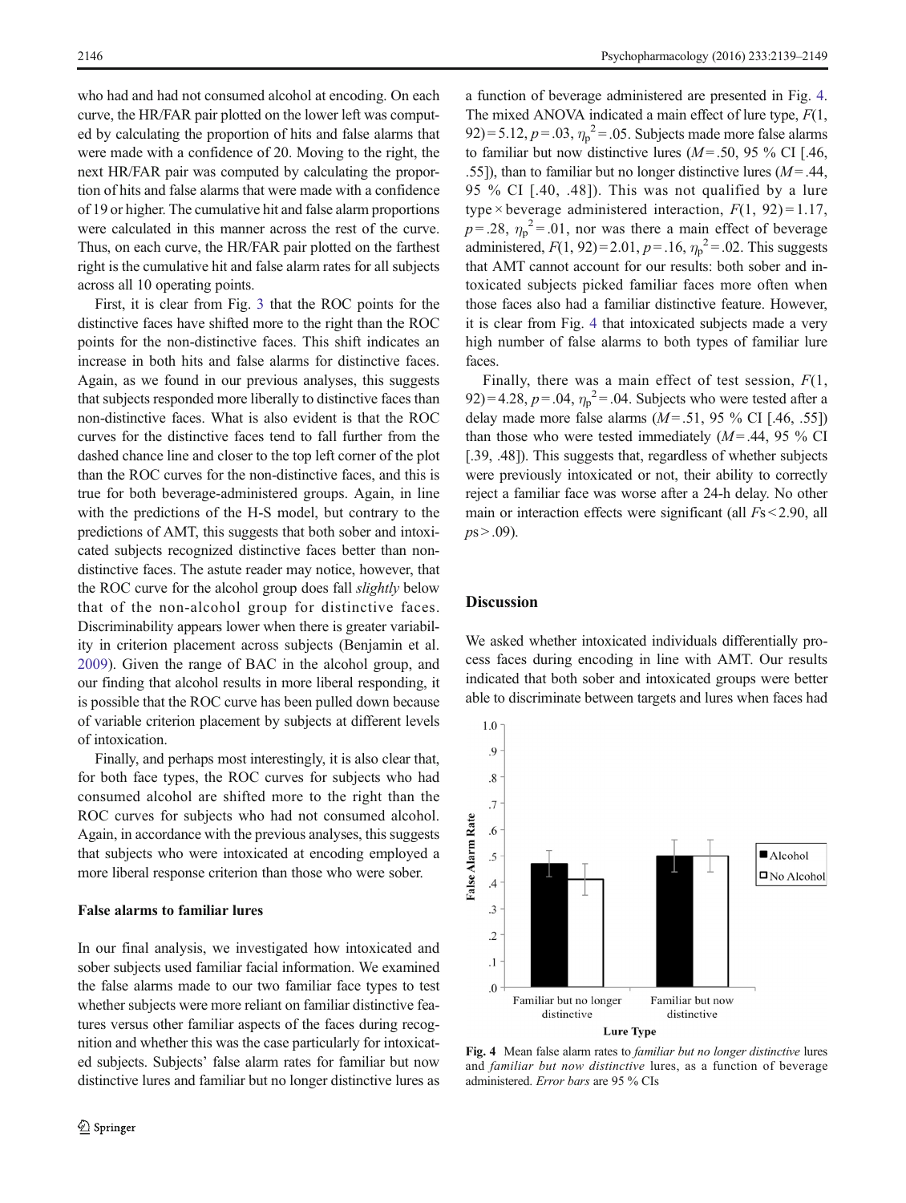who had and had not consumed alcohol at encoding. On each curve, the HR/FAR pair plotted on the lower left was computed by calculating the proportion of hits and false alarms that were made with a confidence of 20. Moving to the right, the next HR/FAR pair was computed by calculating the proportion of hits and false alarms that were made with a confidence of 19 or higher. The cumulative hit and false alarm proportions were calculated in this manner across the rest of the curve. Thus, on each curve, the HR/FAR pair plotted on the farthest right is the cumulative hit and false alarm rates for all subjects across all 10 operating points.

First, it is clear from Fig. 3 that the ROC points for the distinctive faces have shifted more to the right than the ROC points for the non-distinctive faces. This shift indicates an increase in both hits and false alarms for distinctive faces. Again, as we found in our previous analyses, this suggests that subjects responded more liberally to distinctive faces than non-distinctive faces. What is also evident is that the ROC curves for the distinctive faces tend to fall further from the dashed chance line and closer to the top left corner of the plot than the ROC curves for the non-distinctive faces, and this is true for both beverage-administered groups. Again, in line with the predictions of the H-S model, but contrary to the predictions of AMT, this suggests that both sober and intoxicated subjects recognized distinctive faces better than non-distinctive faces. The astute reader may notice, however, that the ROC curve for the alcohol group does fall *slightly* below that of the non-alcohol group for distinctive faces. Discriminability appears lower when there is greater variability in criterion placement across subjects (Benjamin et al. 2009). Given the range of BAC in the alcohol group, and our finding that alcohol results in more liberal responding, it is possible that the ROC curve has been pulled down because of variable criterion placement by subjects at different levels of intoxication.

Finally, and perhaps most interestingly, it is also clear that, for both face types, the ROC curves for subjects who had consumed alcohol are shifted more to the right than the ROC curves for subjects who had not consumed alcohol. Again, in accordance with the previous analyses, this suggests that subjects who were intoxicated at encoding employed a more liberal response criterion than those who were sober.

### False alarms to familiar lures

In our final analysis, we investigated how intoxicated and sober subjects used familiar facial information. We examined the false alarms made to our two familiar face types to test whether subjects were more reliant on familiar distinctive features versus other familiar aspects of the faces during recognition and whether this was the case particularly for intoxicated subjects. Subjects' false alarm rates for familiar but now distinctive lures and familiar but no longer distinctive lures as a function of beverage administered are presented in Fig. 4. The mixed ANOVA indicated a main effect of lure type, $F(1, 92) = 5.12$, $p = .03$, $\eta_p^2 = .05$. Subjects made more false alarms to familiar but now distinctive lures ($M = .50$, 95 % CI [.46, .55]), than to familiar but no longer distinctive lures ($M = .44$, 95 % CI [.40, .48]). This was not qualified by a lure type × beverage administered interaction, $F(1, 92) = 1.17$, $p = .28$, $\eta_p^2 = .01$, nor was there a main effect of beverage administered, $F(1, 92) = 2.01$, $p = .16$, $\eta_p^2 = .02$. This suggests that AMT cannot account for our results: both sober and intoxicated subjects picked familiar faces more often when those faces also had a familiar distinctive feature. However, it is clear from Fig. 4 that intoxicated subjects made a very high number of false alarms to both types of familiar lure faces.

Finally, there was a main effect of test session, $F(1, 92) = 4.28$, $p = .04$, $\eta_p^2 = .04$. Subjects who were tested after a delay made more false alarms ($M = .51$, 95 % CI [.46, .55]) than those who were tested immediately ($M = .44$, 95 % CI [.39, .48]). This suggests that, regardless of whether subjects were previously intoxicated or not, their ability to correctly reject a familiar face was worse after a 24-h delay. No other main or interaction effects were significant (all $Fs < 2.90$, all $ps > .09$).

## Discussion

We asked whether intoxicated individuals differentially process faces during encoding in line with AMT. Our results indicated that both sober and intoxicated groups were better able to discriminate between targets and lures when faces had

**Fig. 4** Mean false alarm rates to *familiar but no longer distinctive* lures and *familiar but now distinctive* lures, as a function of beverage administered. *Error bars* are 95 % CIs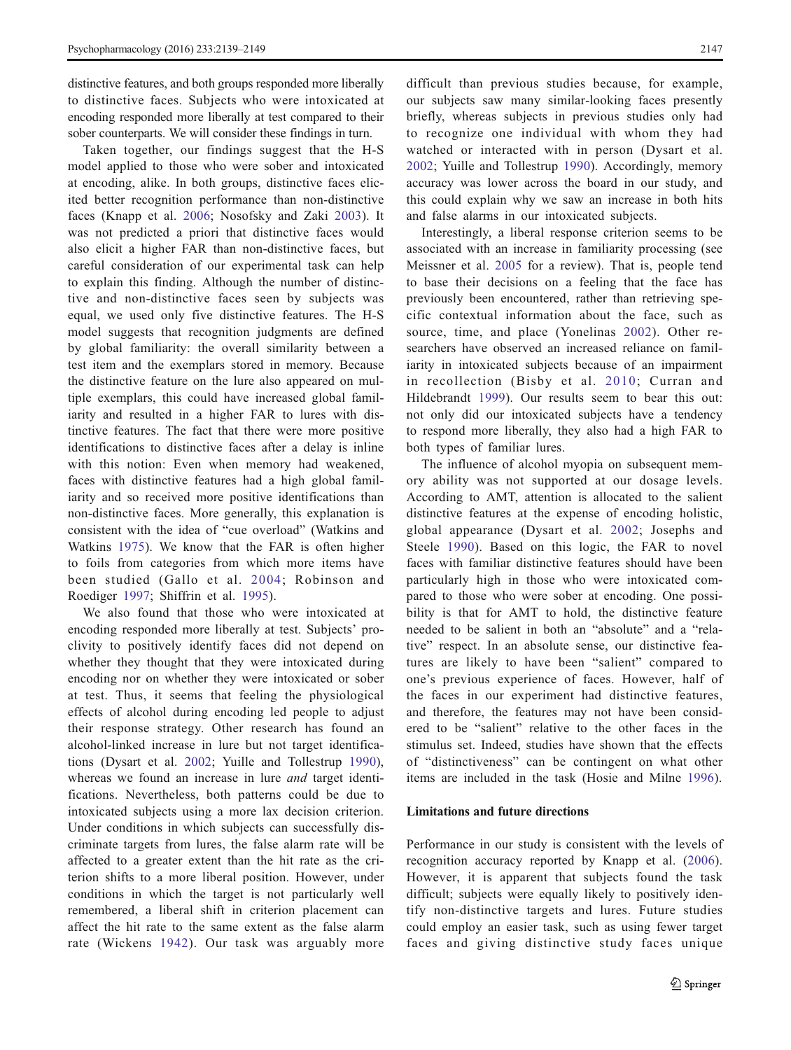distinctive features, and both groups responded more liberally to distinctive faces. Subjects who were intoxicated at encoding responded more liberally at test compared to their sober counterparts. We will consider these findings in turn.

Taken together, our findings suggest that the H-S model applied to those who were sober and intoxicated at encoding, alike. In both groups, distinctive faces elicited better recognition performance than non-distinctive faces (Knapp et al. 2006; Nosofsky and Zaki 2003). It was not predicted a priori that distinctive faces would also elicit a higher FAR than non-distinctive faces, but careful consideration of our experimental task can help to explain this finding. Although the number of distinctive and non-distinctive faces seen by subjects was equal, we used only five distinctive features. The H-S model suggests that recognition judgments are defined by global familiarity: the overall similarity between a test item and the exemplars stored in memory. Because the distinctive feature on the lure also appeared on multiple exemplars, this could have increased global familiarity and resulted in a higher FAR to lures with distinctive features. The fact that there were more positive identifications to distinctive faces after a delay is inline with this notion: Even when memory had weakened, faces with distinctive features had a high global familiarity and so received more positive identifications than non-distinctive faces. More generally, this explanation is consistent with the idea of "cue overload" (Watkins and Watkins 1975). We know that the FAR is often higher to foils from categories from which more items have been studied (Gallo et al. 2004; Robinson and Roediger 1997; Shiffrin et al. 1995).

We also found that those who were intoxicated at encoding responded more liberally at test. Subjects' proclivity to positively identify faces did not depend on whether they thought that they were intoxicated during encoding nor on whether they were intoxicated or sober at test. Thus, it seems that feeling the physiological effects of alcohol during encoding led people to adjust their response strategy. Other research has found an alcohol-linked increase in lure but not target identifications (Dysart et al. 2002; Yuille and Tollestrup 1990), whereas we found an increase in lure *and* target identifications. Nevertheless, both patterns could be due to intoxicated subjects using a more lax decision criterion. Under conditions in which subjects can successfully discriminate targets from lures, the false alarm rate will be affected to a greater extent than the hit rate as the criterion shifts to a more liberal position. However, under conditions in which the target is not particularly well remembered, a liberal shift in criterion placement can affect the hit rate to the same extent as the false alarm rate (Wickens 1942). Our task was arguably more difficult than previous studies because, for example, our subjects saw many similar-looking faces presently briefly, whereas subjects in previous studies only had to recognize one individual with whom they had watched or interacted with in person (Dysart et al. 2002; Yuille and Tollestrup 1990). Accordingly, memory accuracy was lower across the board in our study, and this could explain why we saw an increase in both hits and false alarms in our intoxicated subjects.

Interestingly, a liberal response criterion seems to be associated with an increase in familiarity processing (see Meissner et al. 2005 for a review). That is, people tend to base their decisions on a feeling that the face has previously been encountered, rather than retrieving specific contextual information about the face, such as source, time, and place (Yonelinas 2002). Other researchers have observed an increased reliance on familiarity in intoxicated subjects because of an impairment in recollection (Bisby et al. 2010; Curran and Hildebrandt 1999). Our results seem to bear this out: not only did our intoxicated subjects have a tendency to respond more liberally, they also had a high FAR to both types of familiar lures.

The influence of alcohol myopia on subsequent memory ability was not supported at our dosage levels. According to AMT, attention is allocated to the salient distinctive features at the expense of encoding holistic, global appearance (Dysart et al. 2002; Josephs and Steele 1990). Based on this logic, the FAR to novel faces with familiar distinctive features should have been particularly high in those who were intoxicated compared to those who were sober at encoding. One possibility is that for AMT to hold, the distinctive feature needed to be salient in both an "absolute" and a "relative" respect. In an absolute sense, our distinctive features are likely to have been "salient" compared to one's previous experience of faces. However, half of the faces in our experiment had distinctive features, and therefore, the features may not have been considered to be "salient" relative to the other faces in the stimulus set. Indeed, studies have shown that the effects of "distinctiveness" can be contingent on what other items are included in the task (Hosie and Milne 1996).

### Limitations and future directions

Performance in our study is consistent with the levels of recognition accuracy reported by Knapp et al. (2006). However, it is apparent that subjects found the task difficult; subjects were equally likely to positively identify non-distinctive targets and lures. Future studies could employ an easier task, such as using fewer target faces and giving distinctive study faces unique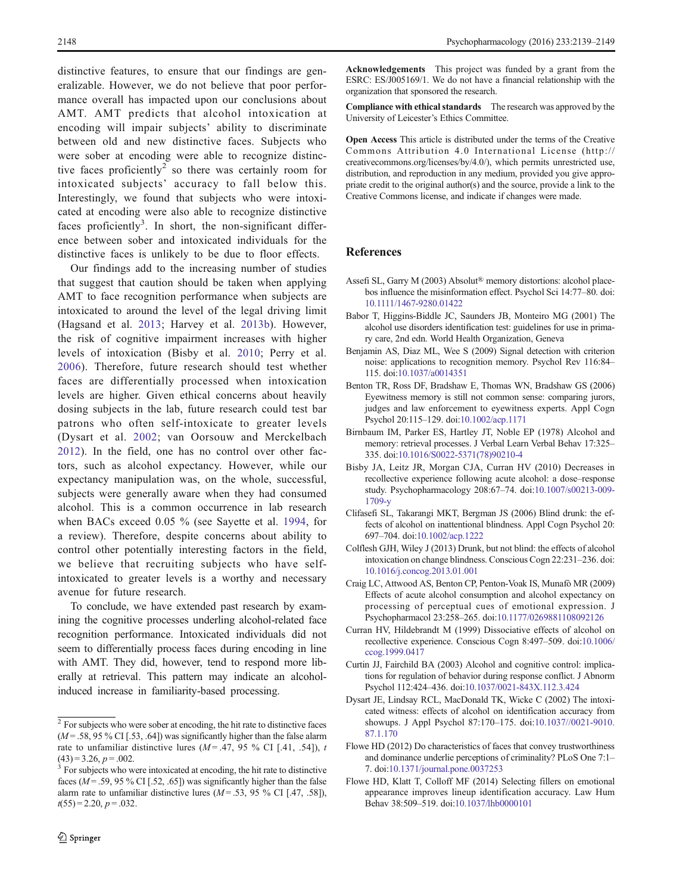distinctive features, to ensure that our findings are generalizable. However, we do not believe that poor performance overall has impacted upon our conclusions about AMT. AMT predicts that alcohol intoxication at encoding will impair subjects' ability to discriminate between old and new distinctive faces. Subjects who were sober at encoding were able to recognize distinctive faces proficiently[2] so there was certainly room for intoxicated subjects' accuracy to fall below this. Interestingly, we found that subjects who were intoxicated at encoding were also able to recognize distinctive faces proficiently[3]. In short, the non-significant difference between sober and intoxicated individuals for the distinctive faces is unlikely to be due to floor effects.

Our findings add to the increasing number of studies that suggest that caution should be taken when applying AMT to face recognition performance when subjects are intoxicated to around the level of the legal driving limit (Hagsand et al. 2013; Harvey et al. 2013b). However, the risk of cognitive impairment increases with higher levels of intoxication (Bisby et al. 2010; Perry et al. 2006). Therefore, future research should test whether faces are differentially processed when intoxication levels are higher. Given ethical concerns about heavily dosing subjects in the lab, future research could test bar patrons who often self-intoxicate to greater levels (Dysart et al. 2002; van Oorsouw and Merckelbach 2012). In the field, one has no control over other factors, such as alcohol expectancy. However, while our expectancy manipulation was, on the whole, successful, subjects were generally aware when they had consumed alcohol. This is a common occurrence in lab research when BACs exceed 0.05 % (see Sayette et al. 1994, for a review). Therefore, despite concerns about ability to control other potentially interesting factors in the field, we believe that recruiting subjects who have self-intoxicated to greater levels is a worthy and necessary avenue for future research.

To conclude, we have extended past research by examining the cognitive processes underling alcohol-related face recognition performance. Intoxicated individuals did not seem to differentially process faces during encoding in line with AMT. They did, however, tend to respond more liberally at retrieval. This pattern may indicate an alcohol-induced increase in familiarity-based processing.

[2] For subjects who were sober at encoding, the hit rate to distinctive faces ($M = .58$, 95 % CI [.53, .64]) was significantly higher than the false alarm rate to unfamiliar distinctive lures ($M = .47$, 95 % CI [.41, .54]), $t(43) = 3.26$, $p = .002$.

[3] For subjects who were intoxicated at encoding, the hit rate to distinctive faces ($M = .59$, 95 % CI [.52, .65]) was significantly higher than the false alarm rate to unfamiliar distinctive lures ($M = .53$, 95 % CI [.47, .58]), $t(55) = 2.20$, $p = .032$.

**Acknowledgements** This project was funded by a grant from the ESRC: ES/J005169/1. We do not have a financial relationship with the organization that sponsored the research.

**Compliance with ethical standards** The research was approved by the University of Leicester's Ethics Committee.

**Open Access** This article is distributed under the terms of the Creative Commons Attribution 4.0 International License (http://creativecommons.org/licenses/by/4.0/), which permits unrestricted use, distribution, and reproduction in any medium, provided you give appropriate credit to the original author(s) and the source, provide a link to the Creative Commons license, and indicate if changes were made.

## References

Assefi SL, Garry M (2003) Absolut® memory distortions: alcohol placebos influence the misinformation effect. Psychol Sci 14:77–80. doi:10.1111/1467-9280.01422

Babor T, Higgins-Biddle JC, Saunders JB, Monteiro MG (2001) The alcohol use disorders identification test: guidelines for use in primary care, 2nd edn. World Health Organization, Geneva

Benjamin AS, Diaz ML, Wee S (2009) Signal detection with criterion noise: applications to recognition memory. Psychol Rev 116:84–115. doi:10.1037/a0014351

Benton TR, Ross DF, Bradshaw E, Thomas WN, Bradshaw GS (2006) Eyewitness memory is still not common sense: comparing jurors, judges and law enforcement to eyewitness experts. Appl Cogn Psychol 20:115–129. doi:10.1002/acp.1171

Birnbaum IM, Parker ES, Hartley JT, Noble EP (1978) Alcohol and memory: retrieval processes. J Verbal Learn Verbal Behav 17:325–335. doi:10.1016/S0022-5371(78)90210-4

Bisby JA, Leitz JR, Morgan CJA, Curran HV (2010) Decreases in recollective experience following acute alcohol: a dose–response study. Psychopharmacology 208:67–74. doi:10.1007/s00213-009-1709-y

Clifasefi SL, Takarangi MKT, Bergman JS (2006) Blind drunk: the effects of alcohol on inattentional blindness. Appl Cogn Psychol 20:697–704. doi:10.1002/acp.1222

Colflesh GJH, Wiley J (2013) Drunk, but not blind: the effects of alcohol intoxication on change blindness. Conscious Cogn 22:231–236. doi:10.1016/j.concog.2013.01.001

Craig LC, Attwood AS, Benton CP, Penton-Voak IS, Munafò MR (2009) Effects of acute alcohol consumption and alcohol expectancy on processing of perceptual cues of emotional expression. J Psychopharmacol 23:258–265. doi:10.1177/0269881108092126

Curran HV, Hildebrandt M (1999) Dissociative effects of alcohol on recollective experience. Conscious Cogn 8:497–509. doi:10.1006/ccog.1999.0417

Curtin JJ, Fairchild BA (2003) Alcohol and cognitive control: implications for regulation of behavior during response conflict. J Abnorm Psychol 112:424–436. doi:10.1037/0021-843X.112.3.424

Dysart JE, Lindsay RCL, MacDonald TK, Wicke C (2002) The intoxicated witness: effects of alcohol on identification accuracy from showups. J Appl Psychol 87:170–175. doi:10.1037//0021-9010.87.1.170

Flowe HD (2012) Do characteristics of faces that convey trustworthiness and dominance underlie perceptions of criminality? PLoS One 7:1–7. doi:10.1371/journal.pone.0037253

Flowe HD, Klatt T, Colloff MF (2014) Selecting fillers on emotional appearance improves lineup identification accuracy. Law Hum Behav 38:509–519. doi:10.1037/lhb0000101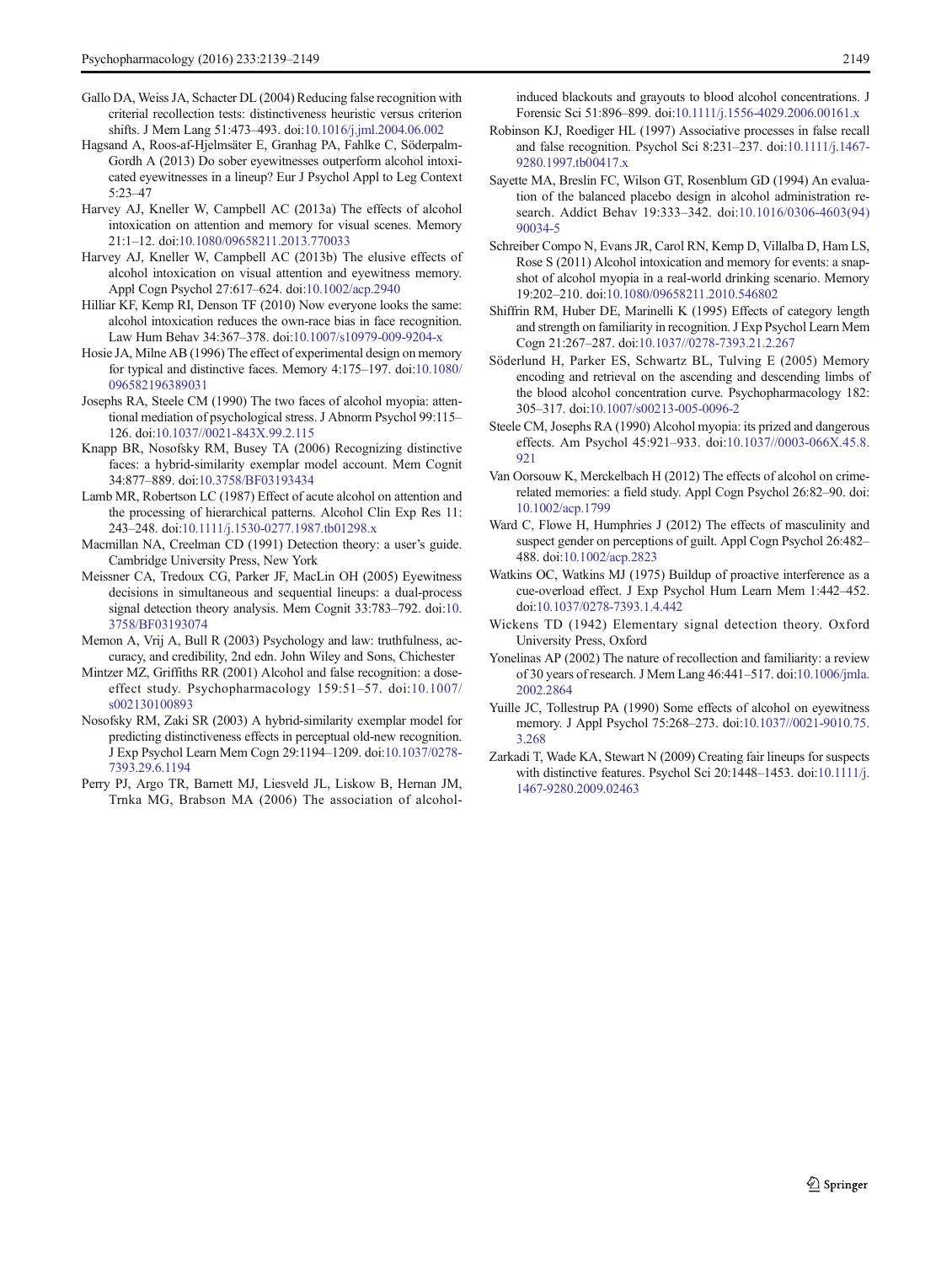Gallo DA, Weiss JA, Schacter DL (2004) Reducing false recognition with criterial recollection tests: distinctiveness heuristic versus criterion shifts. J Mem Lang 51:473–493. doi:10.1016/j.jml.2004.06.002

Hagsand A, Roos-af-Hjelmsäter E, Granhag PA, Fahlke C, Söderpalm-Gordh A (2013) Do sober eyewitnesses outperform alcohol intoxicated eyewitnesses in a lineup? Eur J Psychol Appl to Leg Context 5:23–47

Harvey AJ, Kneller W, Campbell AC (2013a) The effects of alcohol intoxication on attention and memory for visual scenes. Memory 21:1–12. doi:10.1080/09658211.2013.770033

Harvey AJ, Kneller W, Campbell AC (2013b) The elusive effects of alcohol intoxication on visual attention and eyewitness memory. Appl Cogn Psychol 27:617–624. doi:10.1002/acp.2940

Hilliar KF, Kemp RI, Denson TF (2010) Now everyone looks the same: alcohol intoxication reduces the own-race bias in face recognition. Law Hum Behav 34:367–378. doi:10.1007/s10979-009-9204-x

Hosie JA, Milne AB (1996) The effect of experimental design on memory for typical and distinctive faces. Memory 4:175–197. doi:10.1080/096582196389031

Josephs RA, Steele CM (1990) The two faces of alcohol myopia: attentional mediation of psychological stress. J Abnorm Psychol 99:115–126. doi:10.1037//0021-843X.99.2.115

Knapp BR, Nosofsky RM, Busey TA (2006) Recognizing distinctive faces: a hybrid-similarity exemplar model account. Mem Cognit 34:877–889. doi:10.3758/BF03193434

Lamb MR, Robertson LC (1987) Effect of acute alcohol on attention and the processing of hierarchical patterns. Alcohol Clin Exp Res 11: 243–248. doi:10.1111/j.1530-0277.1987.tb01298.x

Macmillan NA, Creelman CD (1991) Detection theory: a user's guide. Cambridge University Press, New York

Meissner CA, Tredoux CG, Parker JF, MacLin OH (2005) Eyewitness decisions in simultaneous and sequential lineups: a dual-process signal detection theory analysis. Mem Cognit 33:783–792. doi:10.3758/BF03193074

Memon A, Vrij A, Bull R (2003) Psychology and law: truthfulness, accuracy, and credibility, 2nd edn. John Wiley and Sons, Chichester

Mintzer MZ, Griffiths RR (2001) Alcohol and false recognition: a dose-effect study. Psychopharmacology 159:51–57. doi:10.1007/s002130100893

Nosofsky RM, Zaki SR (2003) A hybrid-similarity exemplar model for predicting distinctiveness effects in perceptual old-new recognition. J Exp Psychol Learn Mem Cogn 29:1194–1209. doi:10.1037/0278-7393.29.6.1194

Perry PJ, Argo TR, Barnett MJ, Liesveld JL, Liskow B, Hernan JM, Trnka MG, Brabson MA (2006) The association of alcohol-induced blackouts and grayouts to blood alcohol concentrations. J Forensic Sci 51:896–899. doi:10.1111/j.1556-4029.2006.00161.x

Robinson KJ, Roediger HL (1997) Associative processes in false recall and false recognition. Psychol Sci 8:231–237. doi:10.1111/j.1467-9280.1997.tb00417.x

Sayette MA, Breslin FC, Wilson GT, Rosenblum GD (1994) An evaluation of the balanced placebo design in alcohol administration research. Addict Behav 19:333–342. doi:10.1016/0306-4603(94)90034-5

Schreiber Compo N, Evans JR, Carol RN, Kemp D, Villalba D, Ham LS, Rose S (2011) Alcohol intoxication and memory for events: a snapshot of alcohol myopia in a real-world drinking scenario. Memory 19:202–210. doi:10.1080/09658211.2010.546802

Shiffrin RM, Huber DE, Marinelli K (1995) Effects of category length and strength on familiarity in recognition. J Exp Psychol Learn Mem Cogn 21:267–287. doi:10.1037//0278-7393.21.2.267

Söderlund H, Parker ES, Schwartz BL, Tulving E (2005) Memory encoding and retrieval on the ascending and descending limbs of the blood alcohol concentration curve. Psychopharmacology 182: 305–317. doi:10.1007/s00213-005-0096-2

Steele CM, Josephs RA (1990) Alcohol myopia: its prized and dangerous effects. Am Psychol 45:921–933. doi:10.1037//0003-066X.45.8.921

Van Oorsouw K, Merckelbach H (2012) The effects of alcohol on crime-related memories: a field study. Appl Cogn Psychol 26:82–90. doi:10.1002/acp.1799

Ward C, Flowe H, Humphries J (2012) The effects of masculinity and suspect gender on perceptions of guilt. Appl Cogn Psychol 26:482–488. doi:10.1002/acp.2823

Watkins OC, Watkins MJ (1975) Buildup of proactive interference as a cue-overload effect. J Exp Psychol Hum Learn Mem 1:442–452. doi:10.1037/0278-7393.1.4.442

Wickens TD (1942) Elementary signal detection theory. Oxford University Press, Oxford

Yonelinas AP (2002) The nature of recollection and familiarity: a review of 30 years of research. J Mem Lang 46:441–517. doi:10.1006/jmla.2002.2864

Yuille JC, Tollestrup PA (1990) Some effects of alcohol on eyewitness memory. J Appl Psychol 75:268–273. doi:10.1037//0021-9010.75.3.268

Zarkadi T, Wade KA, Stewart N (2009) Creating fair lineups for suspects with distinctive features. Psychol Sci 20:1448–1453. doi:10.1111/j.1467-9280.2009.02463